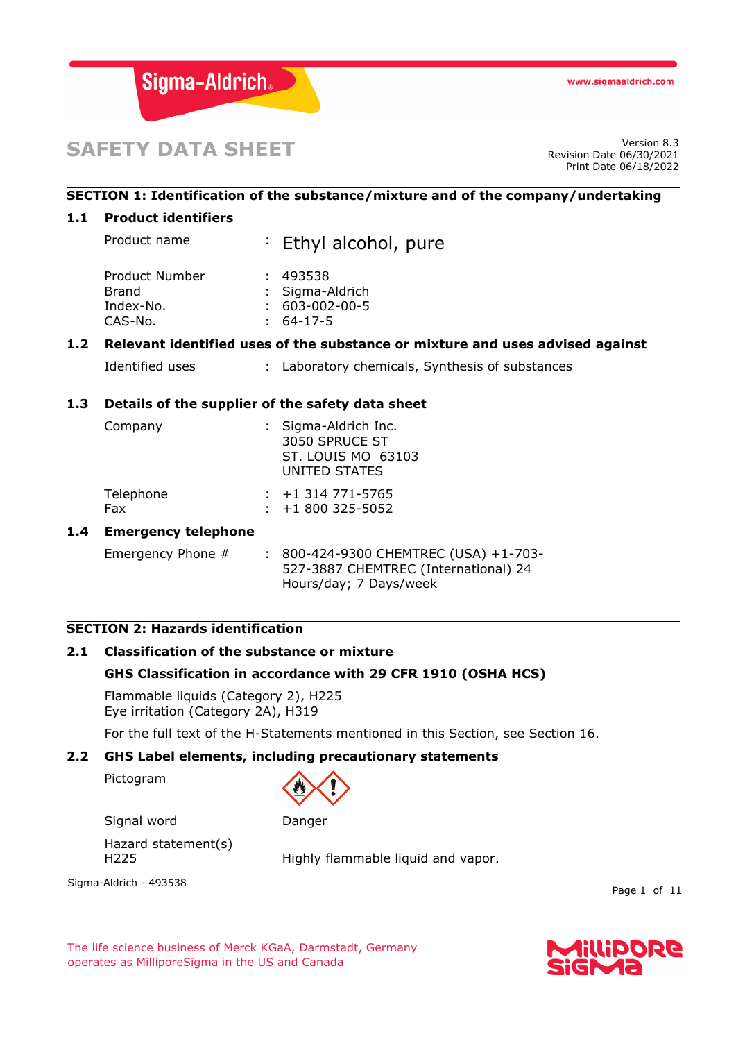Sigma-Aldrich

www.sigmaaldrich.com

# SAFETY DATA SHEET

Version 8.3
Revision Date 06/30/2021
Print Date 06/18/2022

## SECTION 1: Identification of the substance/mixture and of the company/undertaking

### 1.1 Product identifiers

Product name : Ethyl alcohol, pure

Product Number : 493538
Brand : Sigma-Aldrich
Index-No. : 603-002-00-5
CAS-No. : 64-17-5

### 1.2 Relevant identified uses of the substance or mixture and uses advised against

Identified uses : Laboratory chemicals, Synthesis of substances

### 1.3 Details of the supplier of the safety data sheet

Company : Sigma-Aldrich Inc.
3050 SPRUCE ST
ST. LOUIS MO 63103
UNITED STATES

Telephone : +1 314 771-5765
Fax : +1 800 325-5052

### 1.4 Emergency telephone

Emergency Phone # : 800-424-9300 CHEMTREC (USA) +1-703-527-3887 CHEMTREC (International) 24 Hours/day; 7 Days/week

## SECTION 2: Hazards identification

### 2.1 Classification of the substance or mixture

**GHS Classification in accordance with 29 CFR 1910 (OSHA HCS)**

Flammable liquids (Category 2), H225
Eye irritation (Category 2A), H319

For the full text of the H-Statements mentioned in this Section, see Section 16.

### 2.2 GHS Label elements, including precautionary statements

Pictogram

Signal word : Danger

Hazard statement(s)
H225 : Highly flammable liquid and vapor.

Sigma-Aldrich - 493538

The life science business of Merck KGaA, Darmstadt, Germany operates as MilliporeSigma in the US and Canada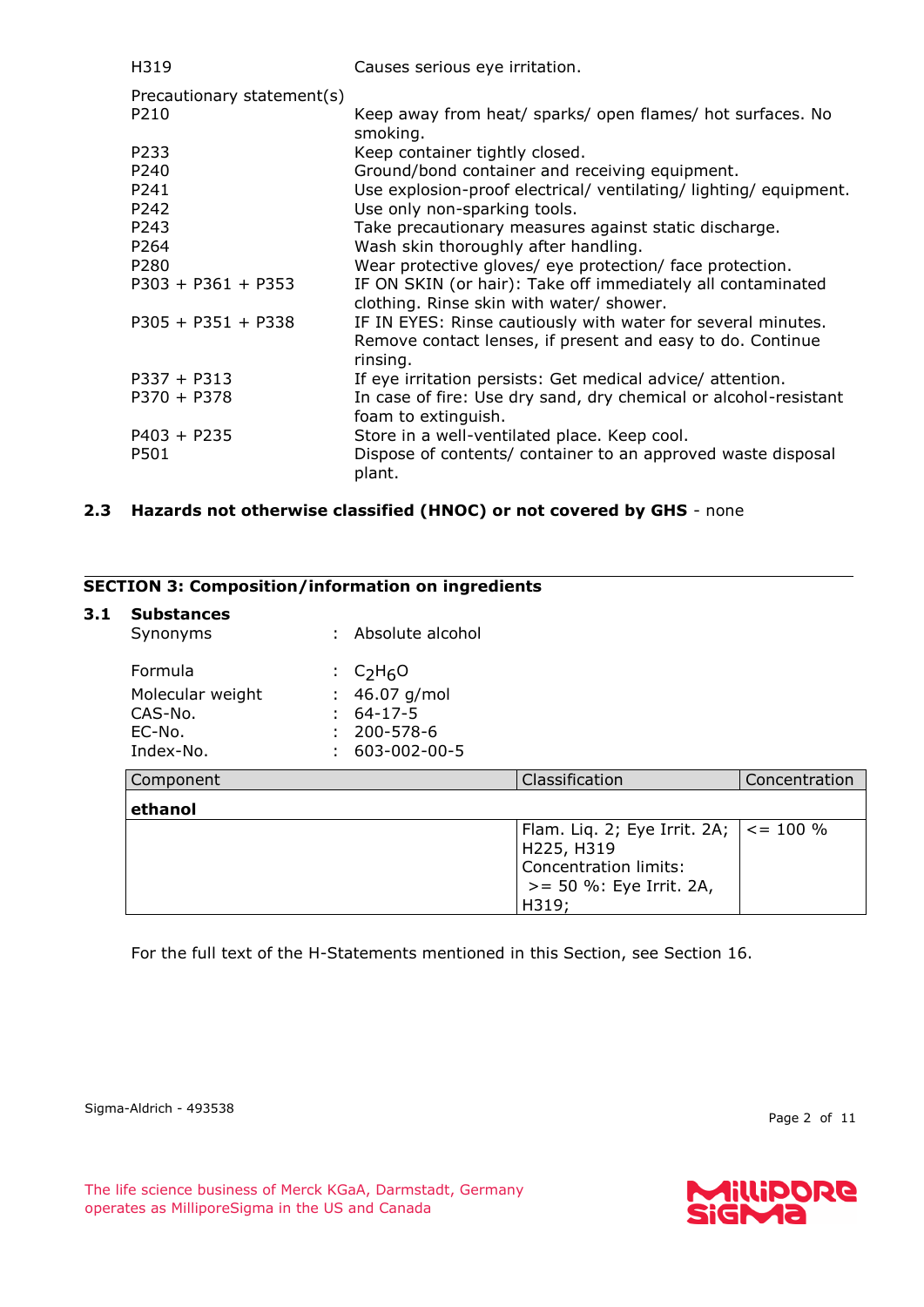| | |
|---|---|
| H319 | Causes serious eye irritation. |

Precautionary statement(s)

| | |
|---|---|
| P210 | Keep away from heat/ sparks/ open flames/ hot surfaces. No smoking. |
| P233 | Keep container tightly closed. |
| P240 | Ground/bond container and receiving equipment. |
| P241 | Use explosion-proof electrical/ ventilating/ lighting/ equipment. |
| P242 | Use only non-sparking tools. |
| P243 | Take precautionary measures against static discharge. |
| P264 | Wash skin thoroughly after handling. |
| P280 | Wear protective gloves/ eye protection/ face protection. |
| P303 + P361 + P353 | IF ON SKIN (or hair): Take off immediately all contaminated clothing. Rinse skin with water/ shower. |
| P305 + P351 + P338 | IF IN EYES: Rinse cautiously with water for several minutes. Remove contact lenses, if present and easy to do. Continue rinsing. |
| P337 + P313 | If eye irritation persists: Get medical advice/ attention. |
| P370 + P378 | In case of fire: Use dry sand, dry chemical or alcohol-resistant foam to extinguish. |
| P403 + P235 | Store in a well-ventilated place. Keep cool. |
| P501 | Dispose of contents/ container to an approved waste disposal plant. |

### 2.3 Hazards not otherwise classified (HNOC) or not covered by GHS - none

## SECTION 3: Composition/information on ingredients

### 3.1 Substances

| | | |
|---|---|---|
| Synonyms | : | Absolute alcohol |
| Formula | : | $C_2H_6O$ |
| Molecular weight | : | 46.07 g/mol |
| CAS-No. | : | 64-17-5 |
| EC-No. | : | 200-578-6 |
| Index-No. | : | 603-002-00-5 |

| Component | Classification | Concentration |
|---|---|---|
| **ethanol** | | |
| | Flam. Liq. 2; Eye Irrit. 2A; H225, H319<br>Concentration limits:<br>>= 50 %: Eye Irrit. 2A, H319; | <= 100 % |

For the full text of the H-Statements mentioned in this Section, see Section 16.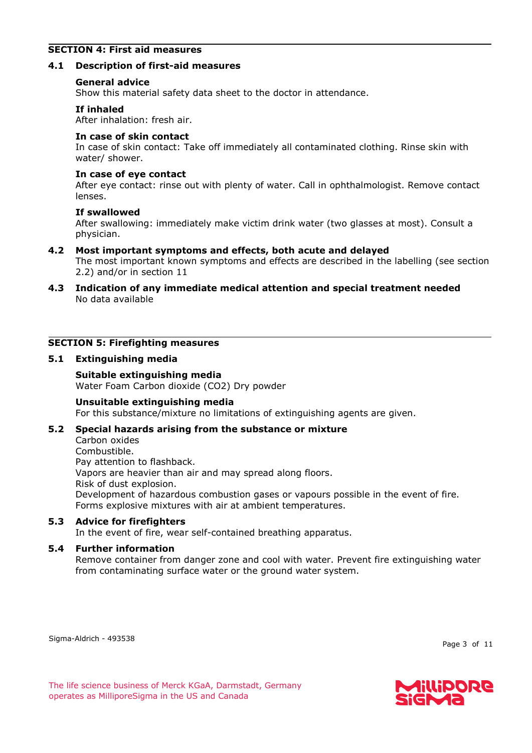## SECTION 4: First aid measures

### 4.1 Description of first-aid measures

**General advice**
Show this material safety data sheet to the doctor in attendance.

**If inhaled**
After inhalation: fresh air.

**In case of skin contact**
In case of skin contact: Take off immediately all contaminated clothing. Rinse skin with water/ shower.

**In case of eye contact**
After eye contact: rinse out with plenty of water. Call in ophthalmologist. Remove contact lenses.

**If swallowed**
After swallowing: immediately make victim drink water (two glasses at most). Consult a physician.

### 4.2 Most important symptoms and effects, both acute and delayed

The most important known symptoms and effects are described in the labelling (see section 2.2) and/or in section 11

### 4.3 Indication of any immediate medical attention and special treatment needed

No data available

## SECTION 5: Firefighting measures

### 5.1 Extinguishing media

**Suitable extinguishing media**
Water Foam Carbon dioxide ($CO_2$) Dry powder

**Unsuitable extinguishing media**
For this substance/mixture no limitations of extinguishing agents are given.

### 5.2 Special hazards arising from the substance or mixture

Carbon oxides
Combustible.
Pay attention to flashback.
Vapors are heavier than air and may spread along floors.
Risk of dust explosion.
Development of hazardous combustion gases or vapours possible in the event of fire.
Forms explosive mixtures with air at ambient temperatures.

### 5.3 Advice for firefighters

In the event of fire, wear self-contained breathing apparatus.

### 5.4 Further information

Remove container from danger zone and cool with water. Prevent fire extinguishing water from contaminating surface water or the ground water system.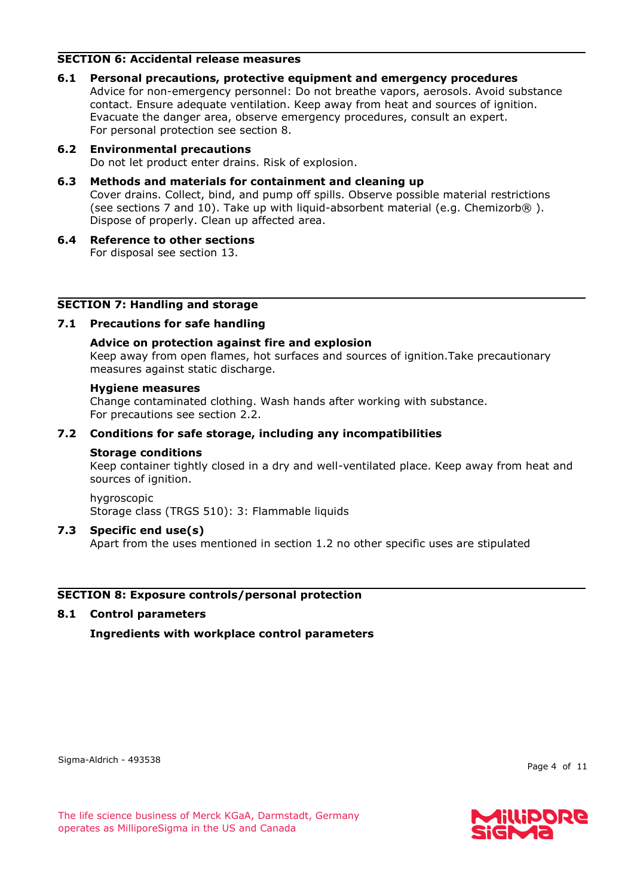## SECTION 6: Accidental release measures

### 6.1 Personal precautions, protective equipment and emergency procedures

Advice for non-emergency personnel: Do not breathe vapors, aerosols. Avoid substance contact. Ensure adequate ventilation. Keep away from heat and sources of ignition. Evacuate the danger area, observe emergency procedures, consult an expert.
For personal protection see section 8.

### 6.2 Environmental precautions

Do not let product enter drains. Risk of explosion.

### 6.3 Methods and materials for containment and cleaning up

Cover drains. Collect, bind, and pump off spills. Observe possible material restrictions (see sections 7 and 10). Take up with liquid-absorbent material (e.g. Chemizorb® ). Dispose of properly. Clean up affected area.

### 6.4 Reference to other sections

For disposal see section 13.

## SECTION 7: Handling and storage

### 7.1 Precautions for safe handling

**Advice on protection against fire and explosion**

Keep away from open flames, hot surfaces and sources of ignition.Take precautionary measures against static discharge.

**Hygiene measures**

Change contaminated clothing. Wash hands after working with substance.
For precautions see section 2.2.

### 7.2 Conditions for safe storage, including any incompatibilities

**Storage conditions**

Keep container tightly closed in a dry and well-ventilated place. Keep away from heat and sources of ignition.

hygroscopic
Storage class (TRGS 510): 3: Flammable liquids

### 7.3 Specific end use(s)

Apart from the uses mentioned in section 1.2 no other specific uses are stipulated

## SECTION 8: Exposure controls/personal protection

### 8.1 Control parameters

**Ingredients with workplace control parameters**

Sigma-Aldrich - 493538

The life science business of Merck KGaA, Darmstadt, Germany operates as MilliporeSigma in the US and Canada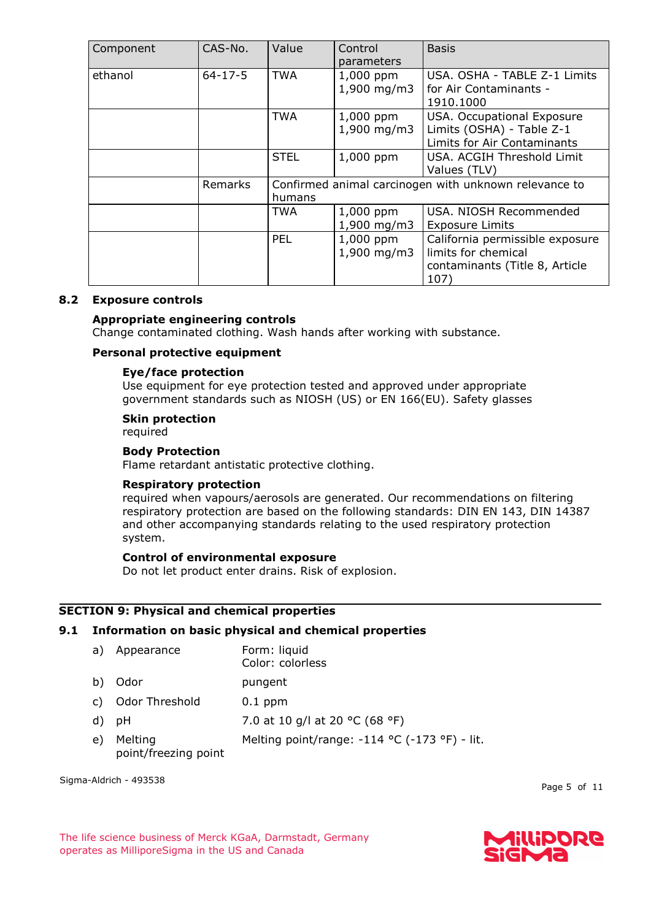| Component | CAS-No. | Value | Control parameters | Basis |
|---|---|---|---|---|
| ethanol | 64-17-5 | TWA | 1,000 ppm<br>1,900 mg/m3 | USA. OSHA - TABLE Z-1 Limits for Air Contaminants - 1910.1000 |
| | | TWA | 1,000 ppm<br>1,900 mg/m3 | USA. Occupational Exposure Limits (OSHA) - Table Z-1 Limits for Air Contaminants |
| | | STEL | 1,000 ppm | USA. ACGIH Threshold Limit Values (TLV) |
| | Remarks | Confirmed animal carcinogen with unknown relevance to humans | | |
| | | TWA | 1,000 ppm<br>1,900 mg/m3 | USA. NIOSH Recommended Exposure Limits |
| | | PEL | 1,000 ppm<br>1,900 mg/m3 | California permissible exposure limits for chemical contaminants (Title 8, Article 107) |

### 8.2 Exposure controls

**Appropriate engineering controls**

Change contaminated clothing. Wash hands after working with substance.

**Personal protective equipment**

**Eye/face protection**

Use equipment for eye protection tested and approved under appropriate government standards such as NIOSH (US) or EN 166(EU). Safety glasses

**Skin protection**

required

**Body Protection**

Flame retardant antistatic protective clothing.

**Respiratory protection**

required when vapours/aerosols are generated. Our recommendations on filtering respiratory protection are based on the following standards: DIN EN 143, DIN 14387 and other accompanying standards relating to the used respiratory protection system.

**Control of environmental exposure**

Do not let product enter drains. Risk of explosion.

## SECTION 9: Physical and chemical properties

### 9.1 Information on basic physical and chemical properties

a) Appearance — Form: liquid
Color: colorless

b) Odor — pungent

c) Odor Threshold — 0.1 ppm

d) pH — 7.0 at 10 g/l at 20 °C (68 °F)

e) Melting point/freezing point — Melting point/range: -114 °C (-173 °F) - lit.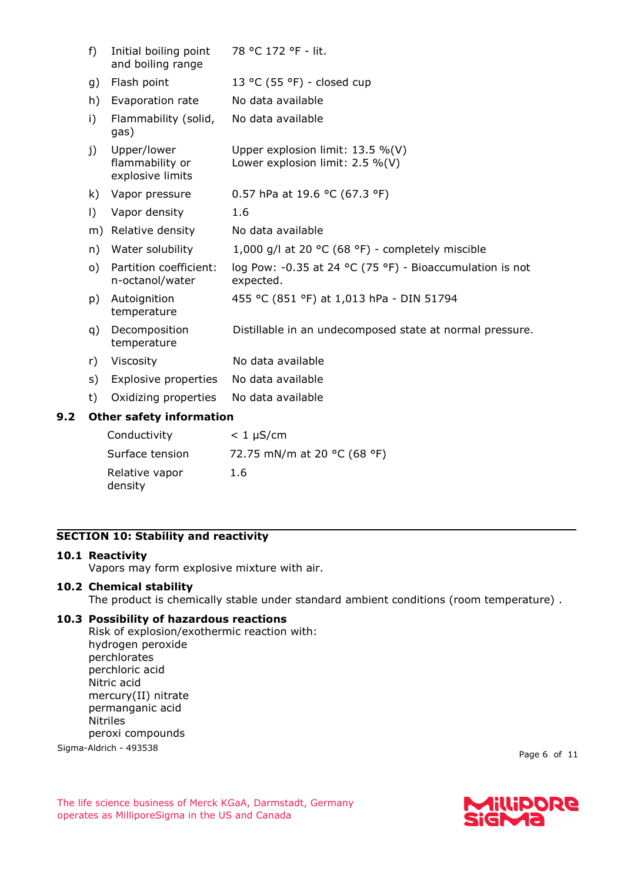| | | |
|---|---|---|
| f) | Initial boiling point and boiling range | 78 °C 172 °F - lit. |
| g) | Flash point | 13 °C (55 °F) - closed cup |
| h) | Evaporation rate | No data available |
| i) | Flammability (solid, gas) | No data available |
| j) | Upper/lower flammability or explosive limits | Upper explosion limit: 13.5 %(V)<br>Lower explosion limit: 2.5 %(V) |
| k) | Vapor pressure | 0.57 hPa at 19.6 °C (67.3 °F) |
| l) | Vapor density | 1.6 |
| m) | Relative density | No data available |
| n) | Water solubility | 1,000 g/l at 20 °C (68 °F) - completely miscible |
| o) | Partition coefficient: n-octanol/water | log Pow: -0.35 at 24 °C (75 °F) - Bioaccumulation is not expected. |
| p) | Autoignition temperature | 455 °C (851 °F) at 1,013 hPa - DIN 51794 |
| q) | Decomposition temperature | Distillable in an undecomposed state at normal pressure. |
| r) | Viscosity | No data available |
| s) | Explosive properties | No data available |
| t) | Oxidizing properties | No data available |

### 9.2 Other safety information

| | |
|---|---|
| Conductivity | < 1 µS/cm |
| Surface tension | 72.75 mN/m at 20 °C (68 °F) |
| Relative vapor density | 1.6 |

## SECTION 10: Stability and reactivity

### 10.1 Reactivity

Vapors may form explosive mixture with air.

### 10.2 Chemical stability

The product is chemically stable under standard ambient conditions (room temperature) .

### 10.3 Possibility of hazardous reactions

Risk of explosion/exothermic reaction with:
hydrogen peroxide
perchlorates
perchloric acid
Nitric acid
mercury(II) nitrate
permanganic acid
Nitriles
peroxi compounds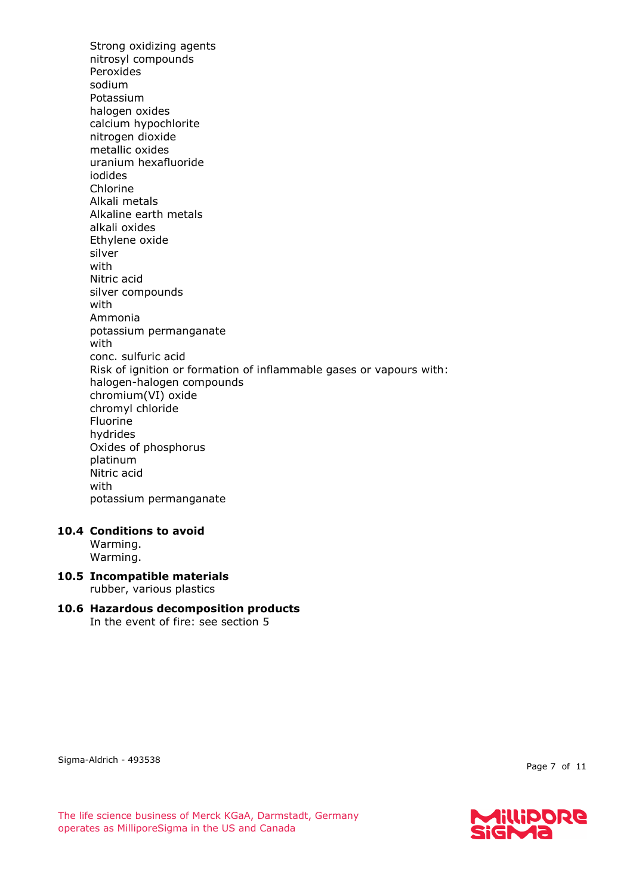Strong oxidizing agents
nitrosyl compounds
Peroxides
sodium
Potassium
halogen oxides
calcium hypochlorite
nitrogen dioxide
metallic oxides
uranium hexafluoride
iodides
Chlorine
Alkali metals
Alkaline earth metals
alkali oxides
Ethylene oxide
silver
with
Nitric acid
silver compounds
with
Ammonia
potassium permanganate
with
conc. sulfuric acid
Risk of ignition or formation of inflammable gases or vapours with:
halogen-halogen compounds
chromium(VI) oxide
chromyl chloride
Fluorine
hydrides
Oxides of phosphorus
platinum
Nitric acid
with
potassium permanganate

### 10.4 Conditions to avoid

Warming.
Warming.

### 10.5 Incompatible materials

rubber, various plastics

### 10.6 Hazardous decomposition products

In the event of fire: see section 5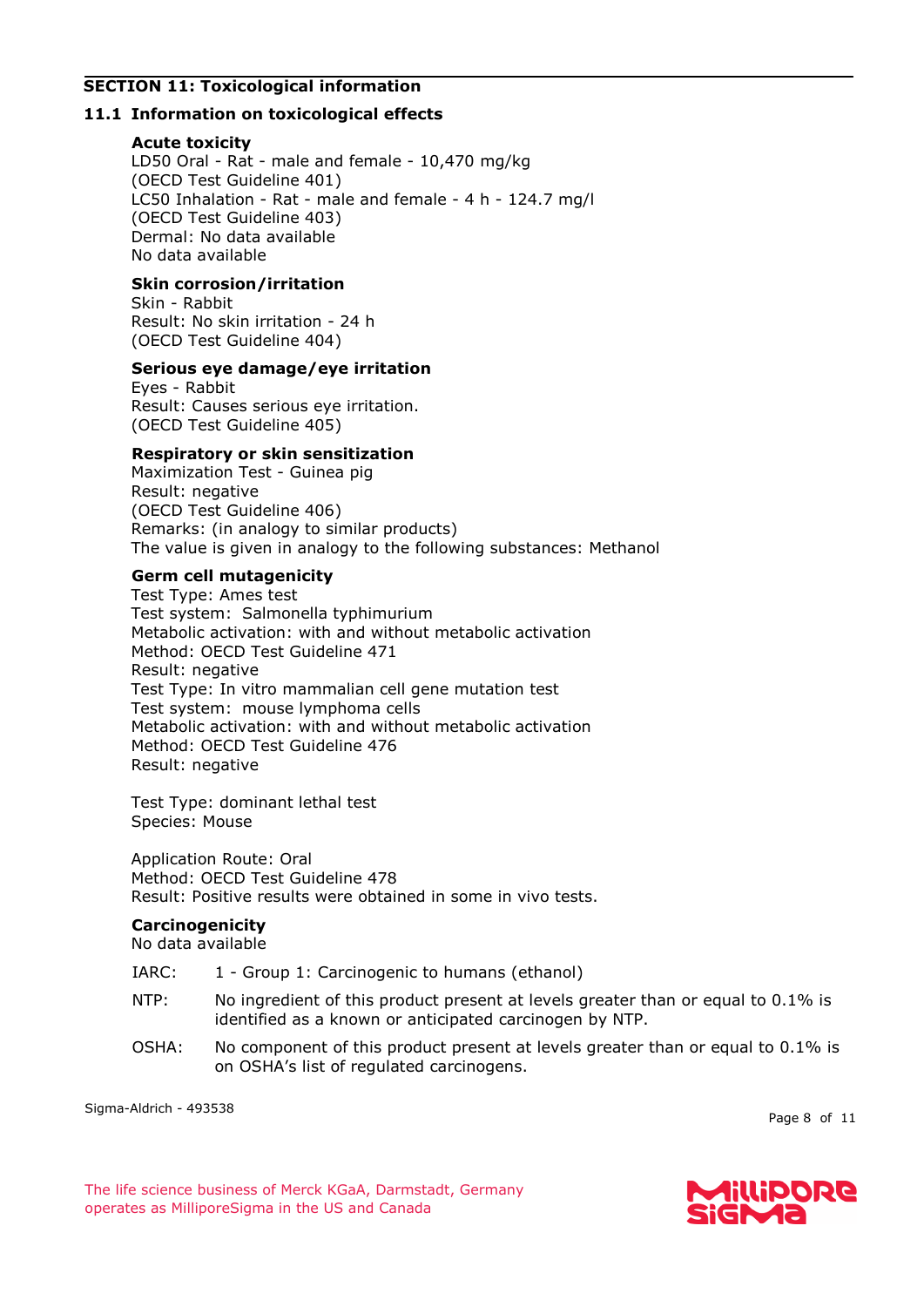## SECTION 11: Toxicological information

### 11.1 Information on toxicological effects

**Acute toxicity**

LD50 Oral - Rat - male and female - 10,470 mg/kg
(OECD Test Guideline 401)
LC50 Inhalation - Rat - male and female - 4 h - 124.7 mg/l
(OECD Test Guideline 403)
Dermal: No data available
No data available

**Skin corrosion/irritation**

Skin - Rabbit
Result: No skin irritation - 24 h
(OECD Test Guideline 404)

**Serious eye damage/eye irritation**

Eyes - Rabbit
Result: Causes serious eye irritation.
(OECD Test Guideline 405)

**Respiratory or skin sensitization**

Maximization Test - Guinea pig
Result: negative
(OECD Test Guideline 406)
Remarks: (in analogy to similar products)
The value is given in analogy to the following substances: Methanol

**Germ cell mutagenicity**

Test Type: Ames test
Test system: Salmonella typhimurium
Metabolic activation: with and without metabolic activation
Method: OECD Test Guideline 471
Result: negative
Test Type: In vitro mammalian cell gene mutation test
Test system: mouse lymphoma cells
Metabolic activation: with and without metabolic activation
Method: OECD Test Guideline 476
Result: negative

Test Type: dominant lethal test
Species: Mouse

Application Route: Oral
Method: OECD Test Guideline 478
Result: Positive results were obtained in some in vivo tests.

**Carcinogenicity**

No data available

IARC: 1 - Group 1: Carcinogenic to humans (ethanol)

NTP: No ingredient of this product present at levels greater than or equal to 0.1% is identified as a known or anticipated carcinogen by NTP.

OSHA: No component of this product present at levels greater than or equal to 0.1% is on OSHA's list of regulated carcinogens.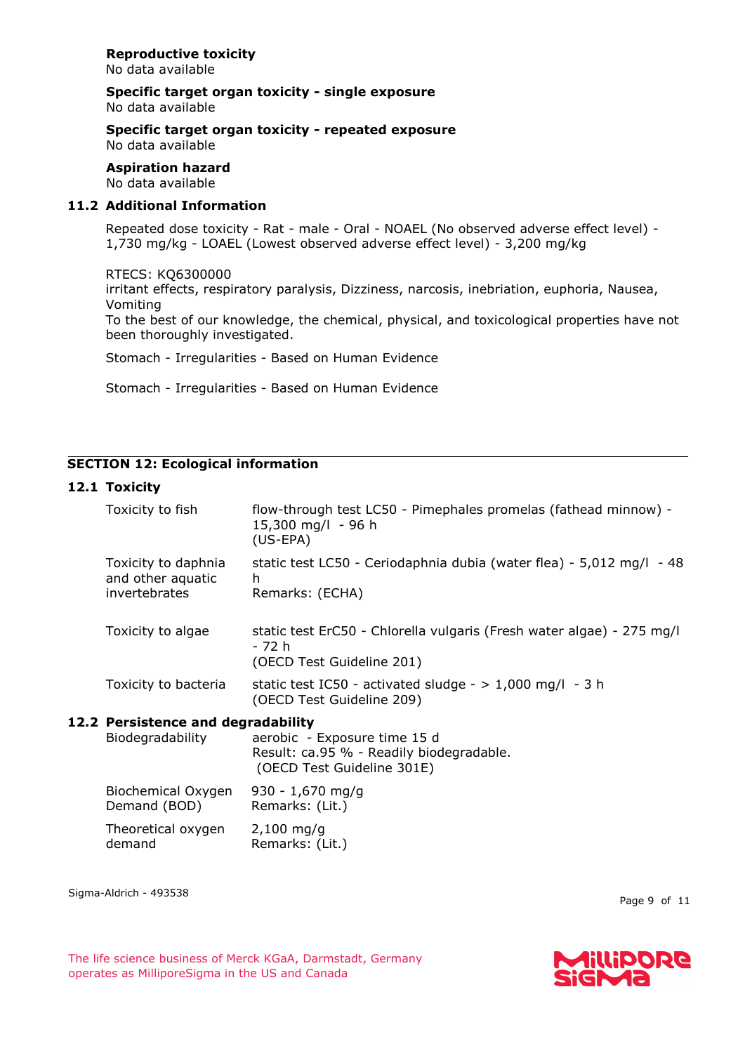**Reproductive toxicity**
No data available

**Specific target organ toxicity - single exposure**
No data available

**Specific target organ toxicity - repeated exposure**
No data available

**Aspiration hazard**
No data available

### 11.2 Additional Information

Repeated dose toxicity - Rat - male - Oral - NOAEL (No observed adverse effect level) - 1,730 mg/kg - LOAEL (Lowest observed adverse effect level) - 3,200 mg/kg

RTECS: KQ6300000
irritant effects, respiratory paralysis, Dizziness, narcosis, inebriation, euphoria, Nausea, Vomiting
To the best of our knowledge, the chemical, physical, and toxicological properties have not been thoroughly investigated.

Stomach - Irregularities - Based on Human Evidence

Stomach - Irregularities - Based on Human Evidence

## SECTION 12: Ecological information

### 12.1 Toxicity

| | |
|---|---|
| Toxicity to fish | flow-through test LC50 - Pimephales promelas (fathead minnow) - 15,300 mg/l - 96 h (US-EPA) |
| Toxicity to daphnia and other aquatic invertebrates | static test LC50 - Ceriodaphnia dubia (water flea) - 5,012 mg/l - 48 h Remarks: (ECHA) |
| Toxicity to algae | static test ErC50 - Chlorella vulgaris (Fresh water algae) - 275 mg/l - 72 h (OECD Test Guideline 201) |
| Toxicity to bacteria | static test IC50 - activated sludge - > 1,000 mg/l - 3 h (OECD Test Guideline 209) |

### 12.2 Persistence and degradability

| | |
|---|---|
| Biodegradability | aerobic - Exposure time 15 d Result: ca.95 % - Readily biodegradable. (OECD Test Guideline 301E) |
| Biochemical Oxygen Demand (BOD) | 930 - 1,670 mg/g Remarks: (Lit.) |
| Theoretical oxygen demand | 2,100 mg/g Remarks: (Lit.) |

Sigma-Aldrich - 493538

The life science business of Merck KGaA, Darmstadt, Germany operates as MilliporeSigma in the US and Canada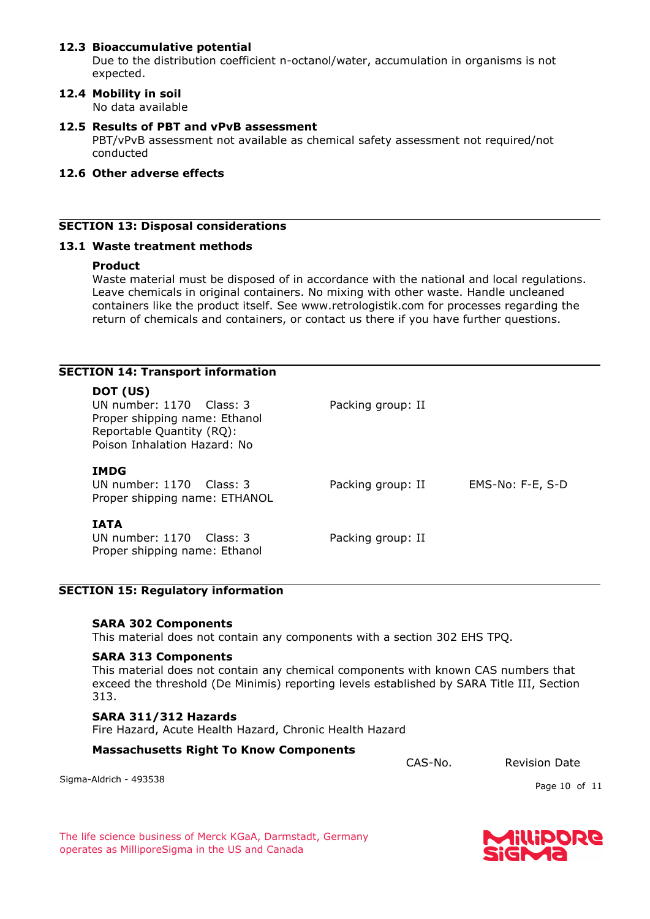### 12.3 Bioaccumulative potential

Due to the distribution coefficient n-octanol/water, accumulation in organisms is not expected.

### 12.4 Mobility in soil

No data available

### 12.5 Results of PBT and vPvB assessment

PBT/vPvB assessment not available as chemical safety assessment not required/not conducted

### 12.6 Other adverse effects

## SECTION 13: Disposal considerations

### 13.1 Waste treatment methods

**Product**

Waste material must be disposed of in accordance with the national and local regulations. Leave chemicals in original containers. No mixing with other waste. Handle uncleaned containers like the product itself. See www.retrologistik.com for processes regarding the return of chemicals and containers, or contact us there if you have further questions.

## SECTION 14: Transport information

**DOT (US)**

UN number: 1170 Class: 3 Packing group: II
Proper shipping name: Ethanol
Reportable Quantity (RQ):
Poison Inhalation Hazard: No

**IMDG**

UN number: 1170 Class: 3 Packing group: II EMS-No: F-E, S-D
Proper shipping name: ETHANOL

**IATA**

UN number: 1170 Class: 3 Packing group: II
Proper shipping name: Ethanol

## SECTION 15: Regulatory information

**SARA 302 Components**

This material does not contain any components with a section 302 EHS TPQ.

**SARA 313 Components**

This material does not contain any chemical components with known CAS numbers that exceed the threshold (De Minimis) reporting levels established by SARA Title III, Section 313.

**SARA 311/312 Hazards**

Fire Hazard, Acute Health Hazard, Chronic Health Hazard

**Massachusetts Right To Know Components**

| | CAS-No. | Revision Date |
|---|---|---|

Sigma-Aldrich - 493538

The life science business of Merck KGaA, Darmstadt, Germany operates as MilliporeSigma in the US and Canada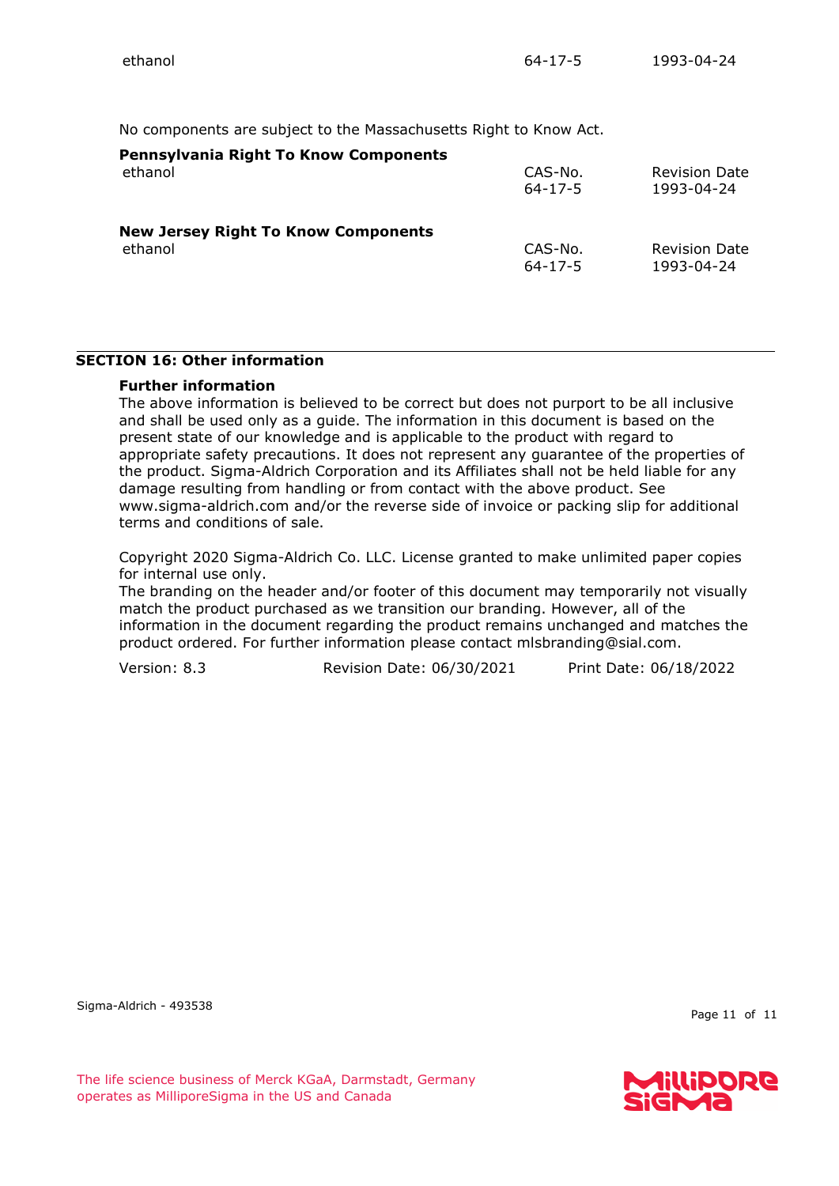| | | |
|---|---|---|
| ethanol | 64-17-5 | 1993-04-24 |

No components are subject to the Massachusetts Right to Know Act.

**Pennsylvania Right To Know Components**

| | CAS-No. | Revision Date |
|---|---|---|
| ethanol | 64-17-5 | 1993-04-24 |

**New Jersey Right To Know Components**

| | CAS-No. | Revision Date |
|---|---|---|
| ethanol | 64-17-5 | 1993-04-24 |

## SECTION 16: Other information

**Further information**

The above information is believed to be correct but does not purport to be all inclusive and shall be used only as a guide. The information in this document is based on the present state of our knowledge and is applicable to the product with regard to appropriate safety precautions. It does not represent any guarantee of the properties of the product. Sigma-Aldrich Corporation and its Affiliates shall not be held liable for any damage resulting from handling or from contact with the above product. See www.sigma-aldrich.com and/or the reverse side of invoice or packing slip for additional terms and conditions of sale.

Copyright 2020 Sigma-Aldrich Co. LLC. License granted to make unlimited paper copies for internal use only.
The branding on the header and/or footer of this document may temporarily not visually match the product purchased as we transition our branding. However, all of the information in the document regarding the product remains unchanged and matches the product ordered. For further information please contact mlsbranding@sial.com.

Version: 8.3    Revision Date: 06/30/2021    Print Date: 06/18/2022